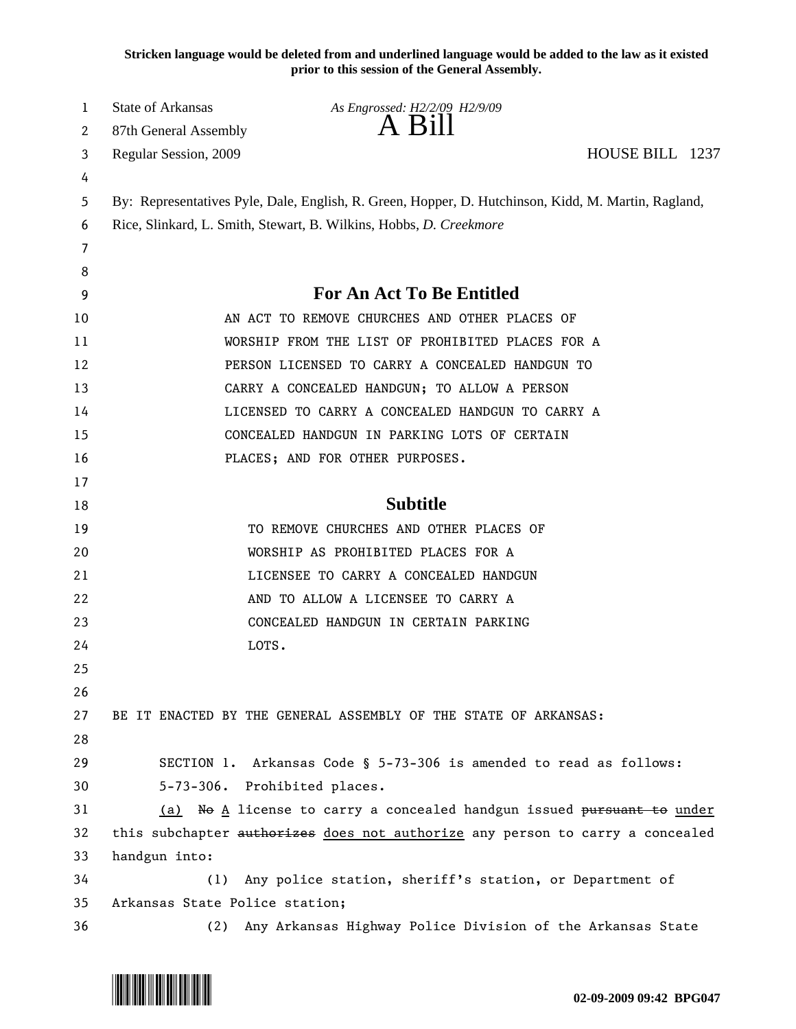**Stricken language would be deleted from and underlined language would be added to the law as it existed prior to this session of the General Assembly.**

State of Arkansas *As Engrossed: H2/2/09 H2/9/09*

87th General Assembly **A Bill**

Regular Session, 2009 HOUSE BILL 1237

By: Representatives Pyle, Dale, English, R. Green, Hopper, D. Hutchinson, Kidd, M. Martin, Ragland, Rice, Slinkard, L. Smith, Stewart, B. Wilkins, Hobbs, *D. Creekmore*

## For An Act To Be Entitled

AN ACT TO REMOVE CHURCHES AND OTHER PLACES OF WORSHIP FROM THE LIST OF PROHIBITED PLACES FOR A PERSON LICENSED TO CARRY A CONCEALED HANDGUN TO CARRY A CONCEALED HANDGUN; TO ALLOW A PERSON LICENSED TO CARRY A CONCEALED HANDGUN TO CARRY A CONCEALED HANDGUN IN PARKING LOTS OF CERTAIN PLACES; AND FOR OTHER PURPOSES.

## Subtitle

TO REMOVE CHURCHES AND OTHER PLACES OF WORSHIP AS PROHIBITED PLACES FOR A LICENSEE TO CARRY A CONCEALED HANDGUN AND TO ALLOW A LICENSEE TO CARRY A CONCEALED HANDGUN IN CERTAIN PARKING LOTS.

BE IT ENACTED BY THE GENERAL ASSEMBLY OF THE STATE OF ARKANSAS:

SECTION 1. Arkansas Code § 5-73-306 is amended to read as follows:

5-73-306. Prohibited places.

<u>(a)</u> ~~No~~ <u>A</u> license to carry a concealed handgun issued ~~pursuant to~~ <u>under</u> this subchapter ~~authorizes~~ <u>does not authorize</u> any person to carry a concealed handgun into:

(1) Any police station, sheriff's station, or Department of Arkansas State Police station;

(2) Any Arkansas Highway Police Division of the Arkansas State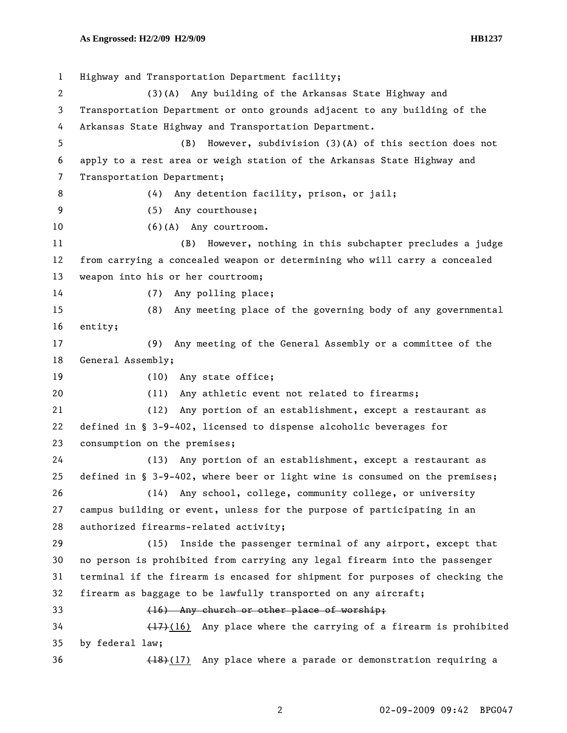Highway and Transportation Department facility;

(3)(A) Any building of the Arkansas State Highway and Transportation Department or onto grounds adjacent to any building of the Arkansas State Highway and Transportation Department.

(B) However, subdivision (3)(A) of this section does not apply to a rest area or weigh station of the Arkansas State Highway and Transportation Department;

(4) Any detention facility, prison, or jail;

(5) Any courthouse;

(6)(A) Any courtroom.

(B) However, nothing in this subchapter precludes a judge from carrying a concealed weapon or determining who will carry a concealed weapon into his or her courtroom;

(7) Any polling place;

(8) Any meeting place of the governing body of any governmental entity;

(9) Any meeting of the General Assembly or a committee of the General Assembly;

(10) Any state office;

(11) Any athletic event not related to firearms;

(12) Any portion of an establishment, except a restaurant as defined in § 3-9-402, licensed to dispense alcoholic beverages for consumption on the premises;

(13) Any portion of an establishment, except a restaurant as defined in § 3-9-402, where beer or light wine is consumed on the premises;

(14) Any school, college, community college, or university campus building or event, unless for the purpose of participating in an authorized firearms-related activity;

(15) Inside the passenger terminal of any airport, except that no person is prohibited from carrying any legal firearm into the passenger terminal if the firearm is encased for shipment for purposes of checking the firearm as baggage to be lawfully transported on any aircraft;

~~(16) Any church or other place of worship;~~

~~(17)~~(16) Any place where the carrying of a firearm is prohibited by federal law;

~~(18)~~(17) Any place where a parade or demonstration requiring a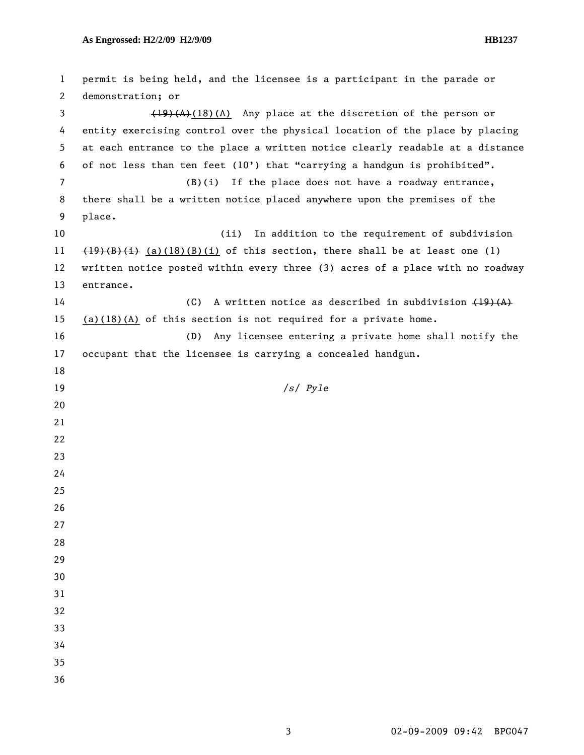permit is being held, and the licensee is a participant in the parade or demonstration; or

~~(19)(A)~~(18)(A) Any place at the discretion of the person or entity exercising control over the physical location of the place by placing at each entrance to the place a written notice clearly readable at a distance of not less than ten feet (10') that "carrying a handgun is prohibited".

(B)(i) If the place does not have a roadway entrance, there shall be a written notice placed anywhere upon the premises of the place.

(ii) In addition to the requirement of subdivision ~~(19)(B)(i)~~ (a)(18)(B)(i) of this section, there shall be at least one (1) written notice posted within every three (3) acres of a place with no roadway entrance.

(C) A written notice as described in subdivision ~~(19)(A)~~ (a)(18)(A) of this section is not required for a private home.

(D) Any licensee entering a private home shall notify the occupant that the licensee is carrying a concealed handgun.

*/s/ Pyle*